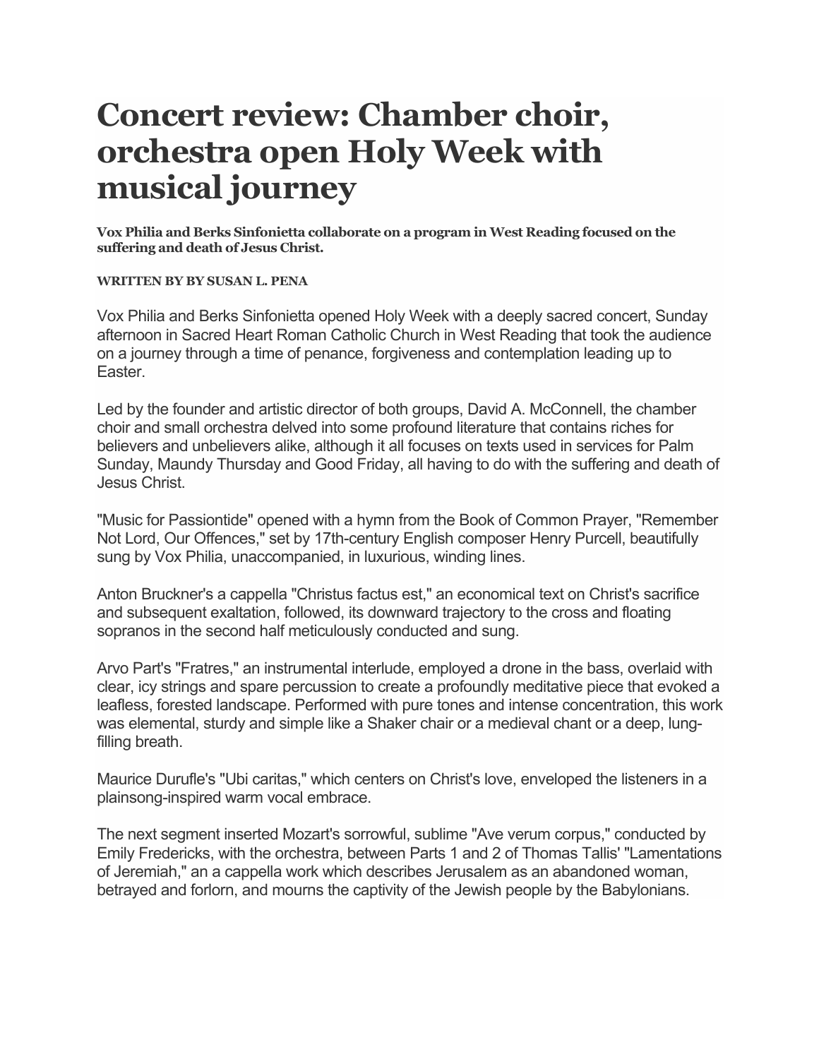# Concert review: Chamber choir, orchestra open Holy Week with musical journey

**Vox Philia and Berks Sinfonietta collaborate on a program in West Reading focused on the suffering and death of Jesus Christ.**

**WRITTEN BY BY SUSAN L. PENA**

Vox Philia and Berks Sinfonietta opened Holy Week with a deeply sacred concert, Sunday afternoon in Sacred Heart Roman Catholic Church in West Reading that took the audience on a journey through a time of penance, forgiveness and contemplation leading up to Easter.

Led by the founder and artistic director of both groups, David A. McConnell, the chamber choir and small orchestra delved into some profound literature that contains riches for believers and unbelievers alike, although it all focuses on texts used in services for Palm Sunday, Maundy Thursday and Good Friday, all having to do with the suffering and death of Jesus Christ.

"Music for Passiontide" opened with a hymn from the Book of Common Prayer, "Remember Not Lord, Our Offences," set by 17th-century English composer Henry Purcell, beautifully sung by Vox Philia, unaccompanied, in luxurious, winding lines.

Anton Bruckner's a cappella "Christus factus est," an economical text on Christ's sacrifice and subsequent exaltation, followed, its downward trajectory to the cross and floating sopranos in the second half meticulously conducted and sung.

Arvo Part's "Fratres," an instrumental interlude, employed a drone in the bass, overlaid with clear, icy strings and spare percussion to create a profoundly meditative piece that evoked a leafless, forested landscape. Performed with pure tones and intense concentration, this work was elemental, sturdy and simple like a Shaker chair or a medieval chant or a deep, lung-filling breath.

Maurice Durufle's "Ubi caritas," which centers on Christ's love, enveloped the listeners in a plainsong-inspired warm vocal embrace.

The next segment inserted Mozart's sorrowful, sublime "Ave verum corpus," conducted by Emily Fredericks, with the orchestra, between Parts 1 and 2 of Thomas Tallis' "Lamentations of Jeremiah," an a cappella work which describes Jerusalem as an abandoned woman, betrayed and forlorn, and mourns the captivity of the Jewish people by the Babylonians.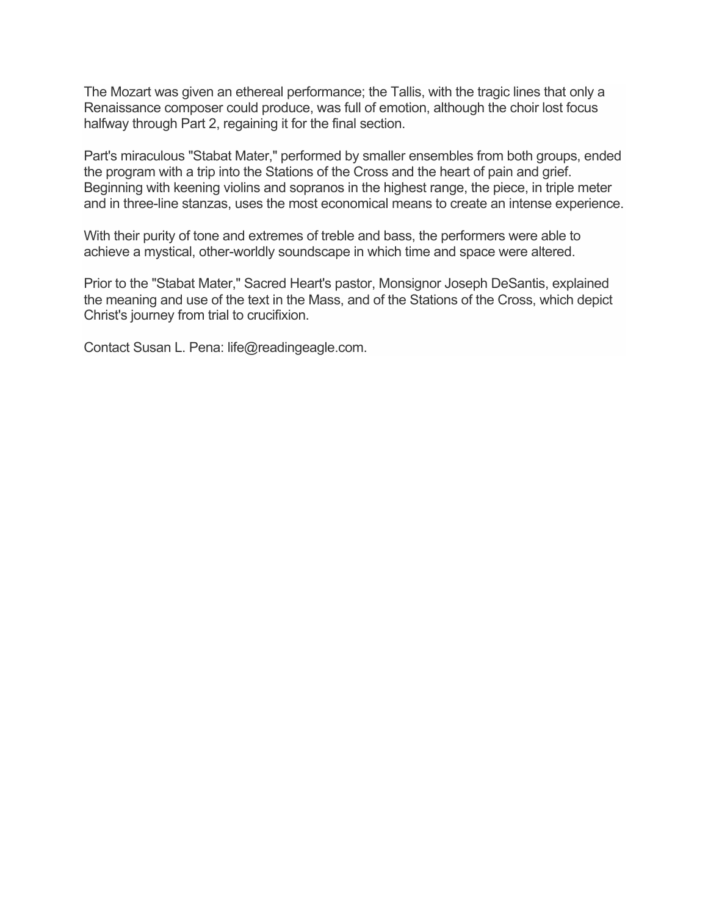The Mozart was given an ethereal performance; the Tallis, with the tragic lines that only a Renaissance composer could produce, was full of emotion, although the choir lost focus halfway through Part 2, regaining it for the final section.

Part's miraculous "Stabat Mater," performed by smaller ensembles from both groups, ended the program with a trip into the Stations of the Cross and the heart of pain and grief. Beginning with keening violins and sopranos in the highest range, the piece, in triple meter and in three-line stanzas, uses the most economical means to create an intense experience.

With their purity of tone and extremes of treble and bass, the performers were able to achieve a mystical, other-worldly soundscape in which time and space were altered.

Prior to the "Stabat Mater," Sacred Heart's pastor, Monsignor Joseph DeSantis, explained the meaning and use of the text in the Mass, and of the Stations of the Cross, which depict Christ's journey from trial to crucifixion.

Contact Susan L. Pena: life@readingeagle.com.